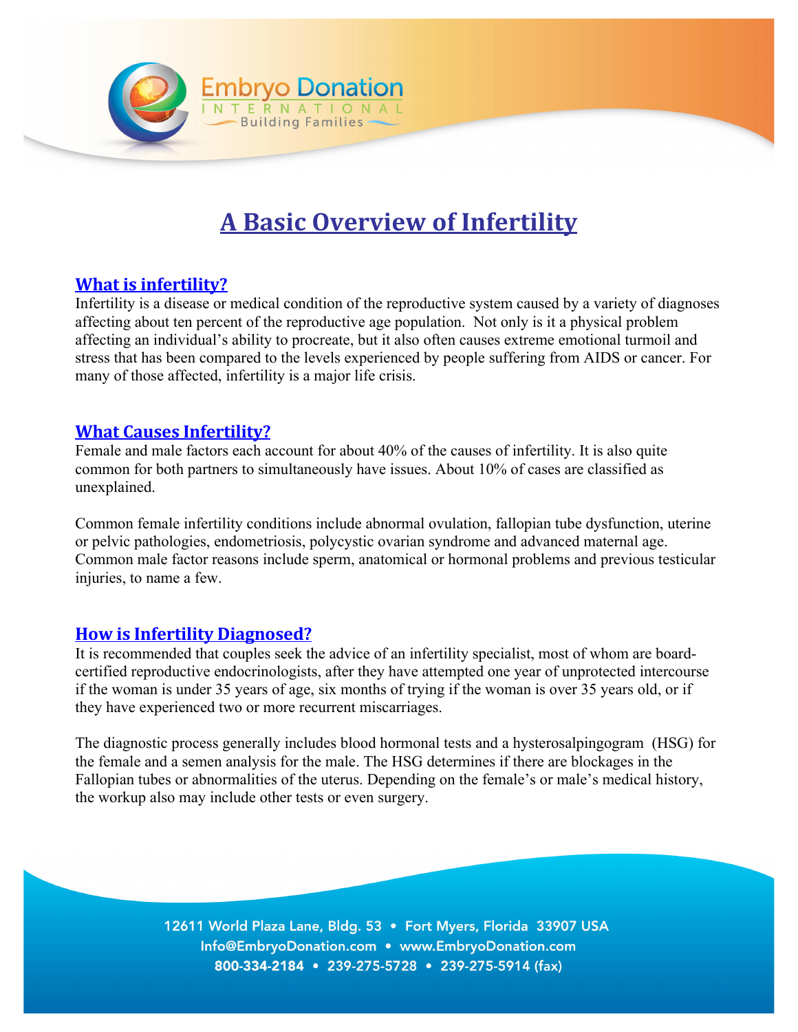Embryo Donation
INTERNATIONAL
Building Families

# A Basic Overview of Infertility

## What is infertility?

Infertility is a disease or medical condition of the reproductive system caused by a variety of diagnoses affecting about ten percent of the reproductive age population. Not only is it a physical problem affecting an individual's ability to procreate, but it also often causes extreme emotional turmoil and stress that has been compared to the levels experienced by people suffering from AIDS or cancer. For many of those affected, infertility is a major life crisis.

## What Causes Infertility?

Female and male factors each account for about 40% of the causes of infertility. It is also quite common for both partners to simultaneously have issues. About 10% of cases are classified as unexplained.

Common female infertility conditions include abnormal ovulation, fallopian tube dysfunction, uterine or pelvic pathologies, endometriosis, polycystic ovarian syndrome and advanced maternal age. Common male factor reasons include sperm, anatomical or hormonal problems and previous testicular injuries, to name a few.

## How is Infertility Diagnosed?

It is recommended that couples seek the advice of an infertility specialist, most of whom are board-certified reproductive endocrinologists, after they have attempted one year of unprotected intercourse if the woman is under 35 years of age, six months of trying if the woman is over 35 years old, or if they have experienced two or more recurrent miscarriages.

The diagnostic process generally includes blood hormonal tests and a hysterosalpingogram (HSG) for the female and a semen analysis for the male. The HSG determines if there are blockages in the Fallopian tubes or abnormalities of the uterus. Depending on the female's or male's medical history, the workup also may include other tests or even surgery.

12611 World Plaza Lane, Bldg. 53 • Fort Myers, Florida 33907 USA
Info@EmbryoDonation.com • www.EmbryoDonation.com
800-334-2184 • 239-275-5728 • 239-275-5914 (fax)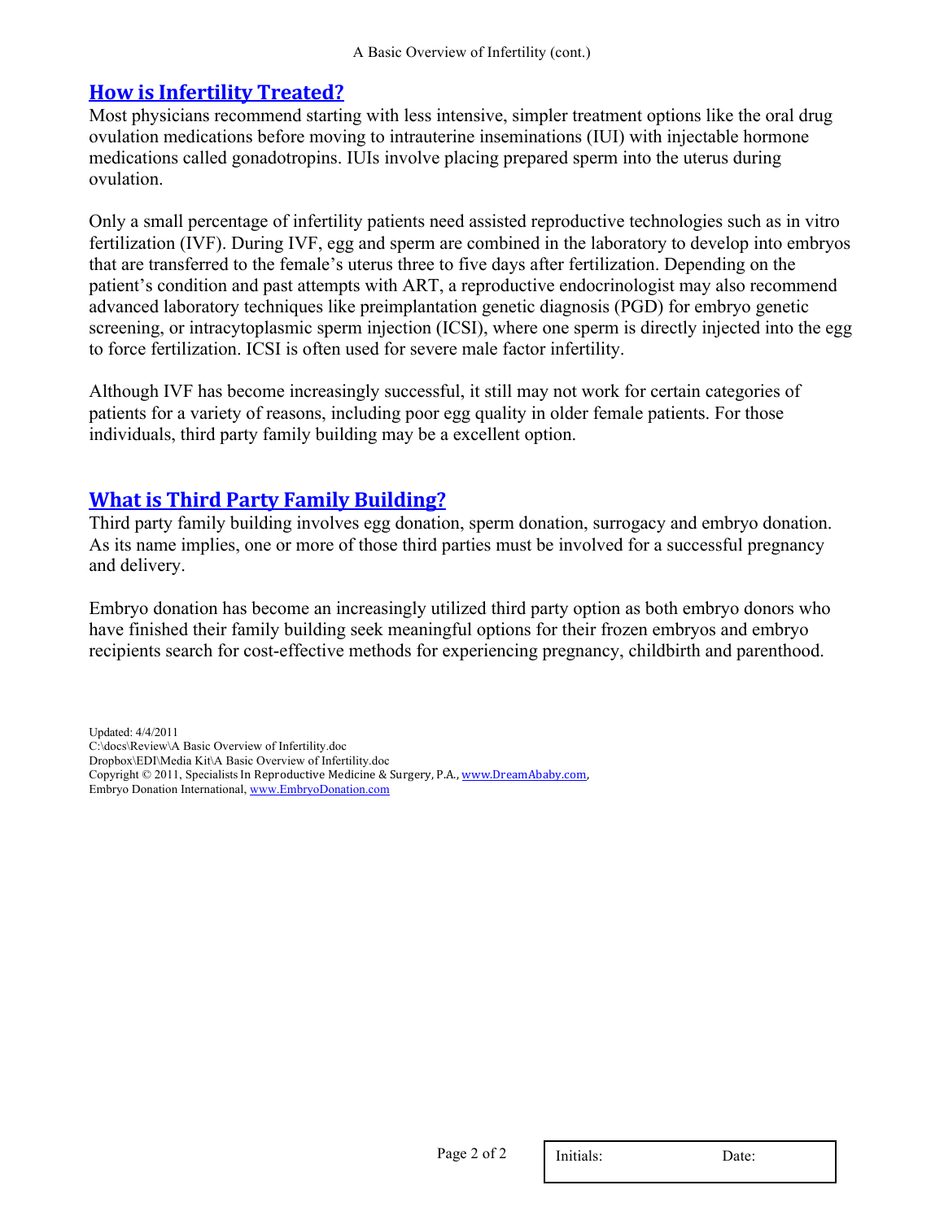## How is Infertility Treated?

Most physicians recommend starting with less intensive, simpler treatment options like the oral drug ovulation medications before moving to intrauterine inseminations (IUI) with injectable hormone medications called gonadotropins. IUIs involve placing prepared sperm into the uterus during ovulation.

Only a small percentage of infertility patients need assisted reproductive technologies such as in vitro fertilization (IVF). During IVF, egg and sperm are combined in the laboratory to develop into embryos that are transferred to the female's uterus three to five days after fertilization. Depending on the patient's condition and past attempts with ART, a reproductive endocrinologist may also recommend advanced laboratory techniques like preimplantation genetic diagnosis (PGD) for embryo genetic screening, or intracytoplasmic sperm injection (ICSI), where one sperm is directly injected into the egg to force fertilization. ICSI is often used for severe male factor infertility.

Although IVF has become increasingly successful, it still may not work for certain categories of patients for a variety of reasons, including poor egg quality in older female patients. For those individuals, third party family building may be a excellent option.

## What is Third Party Family Building?

Third party family building involves egg donation, sperm donation, surrogacy and embryo donation. As its name implies, one or more of those third parties must be involved for a successful pregnancy and delivery.

Embryo donation has become an increasingly utilized third party option as both embryo donors who have finished their family building seek meaningful options for their frozen embryos and embryo recipients search for cost-effective methods for experiencing pregnancy, childbirth and parenthood.

Updated: 4/4/2011
C:\docs\Review\A Basic Overview of Infertility.doc
Dropbox\EDI\Media Kit\A Basic Overview of Infertility.doc
Copyright © 2011, Specialists In Reproductive Medicine & Surgery, P.A., www.DreamAbaby.com,
Embryo Donation International, www.EmbryoDonation.com

| Initials: | Date: |
| --- | --- |